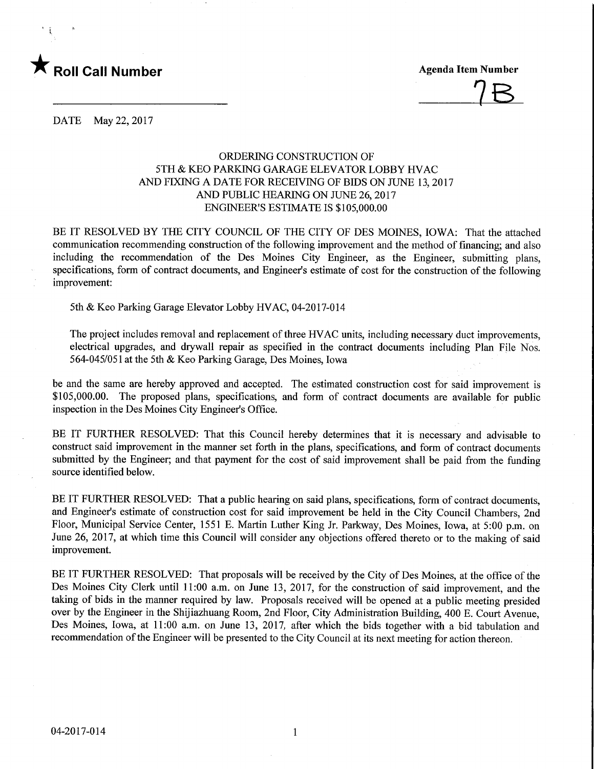★ **Roll Call Number** ____________________

**Agenda Item Number**
7B

DATE May 22, 2017

ORDERING CONSTRUCTION OF
5TH & KEO PARKING GARAGE ELEVATOR LOBBY HVAC
AND FIXING A DATE FOR RECEIVING OF BIDS ON JUNE 13, 2017
AND PUBLIC HEARING ON JUNE 26, 2017
ENGINEER'S ESTIMATE IS $105,000.00

BE IT RESOLVED BY THE CITY COUNCIL OF THE CITY OF DES MOINES, IOWA: That the attached communication recommending construction of the following improvement and the method of financing; and also including the recommendation of the Des Moines City Engineer, as the Engineer, submitting plans, specifications, form of contract documents, and Engineer's estimate of cost for the construction of the following improvement:

5th & Keo Parking Garage Elevator Lobby HVAC, 04-2017-014

The project includes removal and replacement of three HVAC units, including necessary duct improvements, electrical upgrades, and drywall repair as specified in the contract documents including Plan File Nos. 564-045/051 at the 5th & Keo Parking Garage, Des Moines, Iowa

be and the same are hereby approved and accepted. The estimated construction cost for said improvement is $105,000.00. The proposed plans, specifications, and form of contract documents are available for public inspection in the Des Moines City Engineer's Office.

BE IT FURTHER RESOLVED: That this Council hereby determines that it is necessary and advisable to construct said improvement in the manner set forth in the plans, specifications, and form of contract documents submitted by the Engineer; and that payment for the cost of said improvement shall be paid from the funding source identified below.

BE IT FURTHER RESOLVED: That a public hearing on said plans, specifications, form of contract documents, and Engineer's estimate of construction cost for said improvement be held in the City Council Chambers, 2nd Floor, Municipal Service Center, 1551 E. Martin Luther King Jr. Parkway, Des Moines, Iowa, at 5:00 p.m. on June 26, 2017, at which time this Council will consider any objections offered thereto or to the making of said improvement.

BE IT FURTHER RESOLVED: That proposals will be received by the City of Des Moines, at the office of the Des Moines City Clerk until 11:00 a.m. on June 13, 2017, for the construction of said improvement, and the taking of bids in the manner required by law. Proposals received will be opened at a public meeting presided over by the Engineer in the Shijiazhuang Room, 2nd Floor, City Administration Building, 400 E. Court Avenue, Des Moines, Iowa, at 11:00 a.m. on June 13, 2017, after which the bids together with a bid tabulation and recommendation of the Engineer will be presented to the City Council at its next meeting for action thereon.

04-2017-014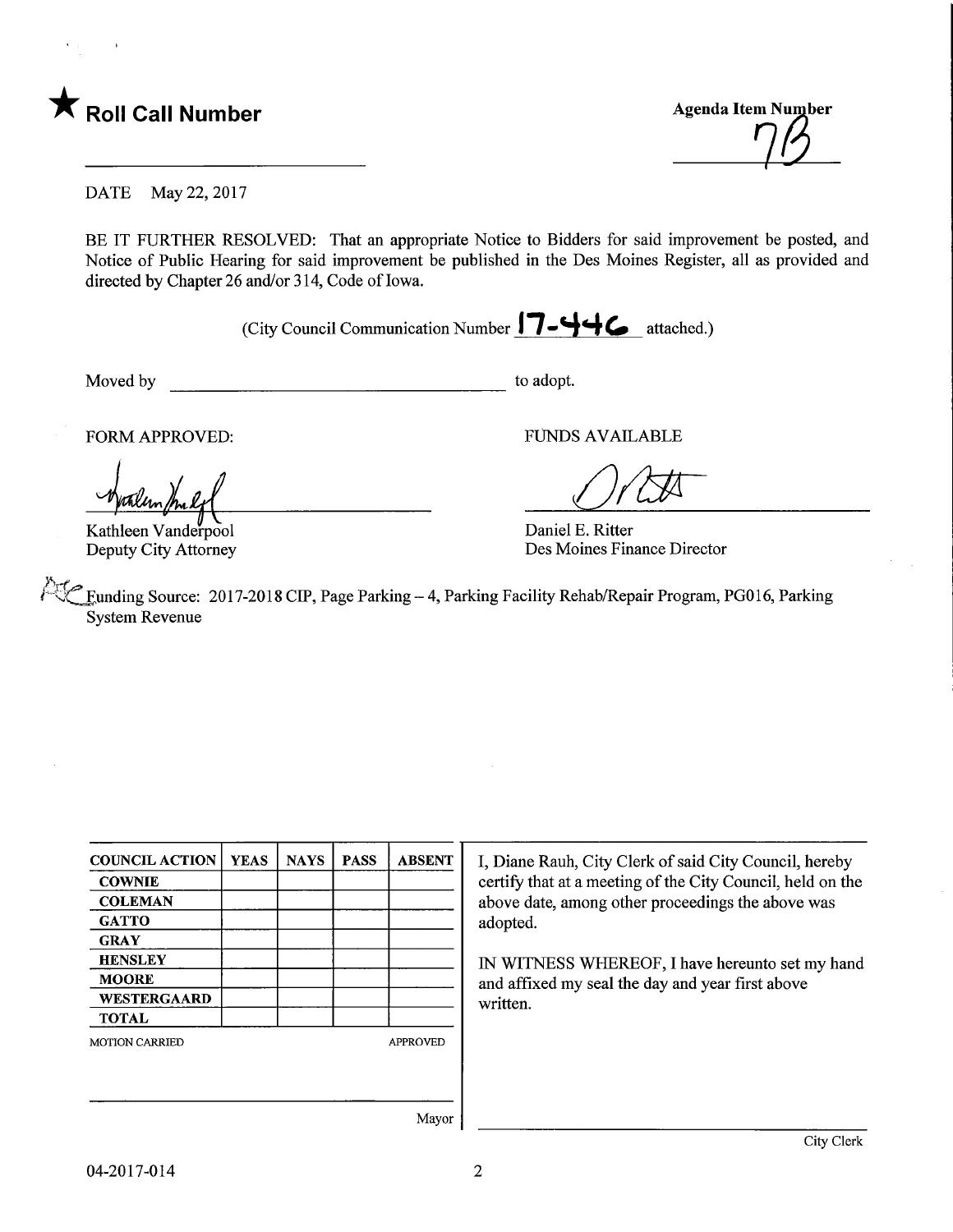★ **Roll Call Number**

**Agenda Item Number**
7B

DATE May 22, 2017

BE IT FURTHER RESOLVED: That an appropriate Notice to Bidders for said improvement be posted, and Notice of Public Hearing for said improvement be published in the Des Moines Register, all as provided and directed by Chapter 26 and/or 314, Code of Iowa.

(City Council Communication Number 17-446 attached.)

Moved by ______________________ to adopt.

FORM APPROVED:

Kathleen Vanderpool
Deputy City Attorney

FUNDS AVAILABLE

Daniel E. Ritter
Des Moines Finance Director

Funding Source: 2017-2018 CIP, Page Parking – 4, Parking Facility Rehab/Repair Program, PG016, Parking System Revenue

| COUNCIL ACTION | YEAS | NAYS | PASS | ABSENT |
|---|---|---|---|---|
| COWNIE | | | | |
| COLEMAN | | | | |
| GATTO | | | | |
| GRAY | | | | |
| HENSLEY | | | | |
| MOORE | | | | |
| WESTERGAARD | | | | |
| TOTAL | | | | |

MOTION CARRIED APPROVED

______________________ Mayor

I, Diane Rauh, City Clerk of said City Council, hereby certify that at a meeting of the City Council, held on the above date, among other proceedings the above was adopted.

IN WITNESS WHEREOF, I have hereunto set my hand and affixed my seal the day and year first above written.

______________________ City Clerk

04-2017-014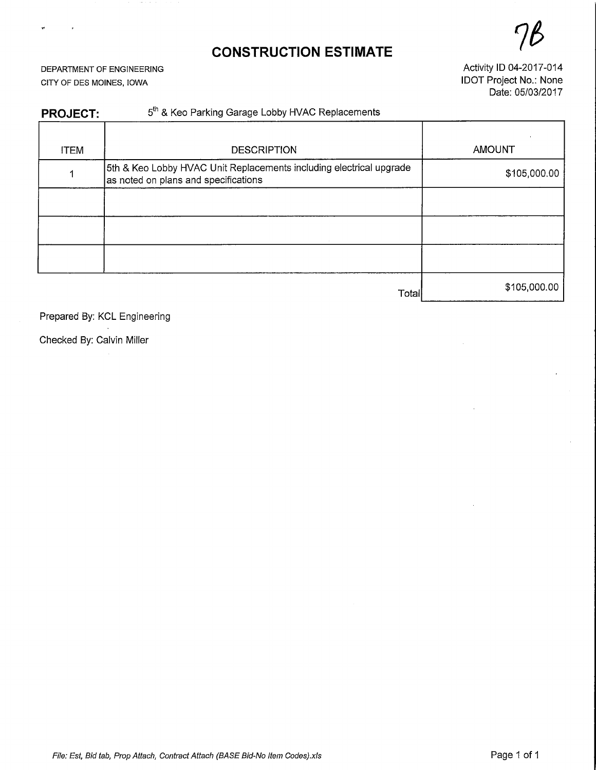7B

# CONSTRUCTION ESTIMATE

DEPARTMENT OF ENGINEERING
CITY OF DES MOINES, IOWA

Activity ID 04-2017-014
IDOT Project No.: None
Date: 05/03/2017

**PROJECT:** 5th & Keo Parking Garage Lobby HVAC Replacements

| ITEM | DESCRIPTION | AMOUNT |
|---|---|---|
| 1 | 5th & Keo Lobby HVAC Unit Replacements including electrical upgrade as noted on plans and specifications | $105,000.00 |
| | | |
| | | |
| | | |
| | Total | $105,000.00 |

Prepared By: KCL Engineering

Checked By: Calvin Miller

*File: Est, Bid tab, Prop Attach, Contract Attach (BASE Bid-No Item Codes).xls*